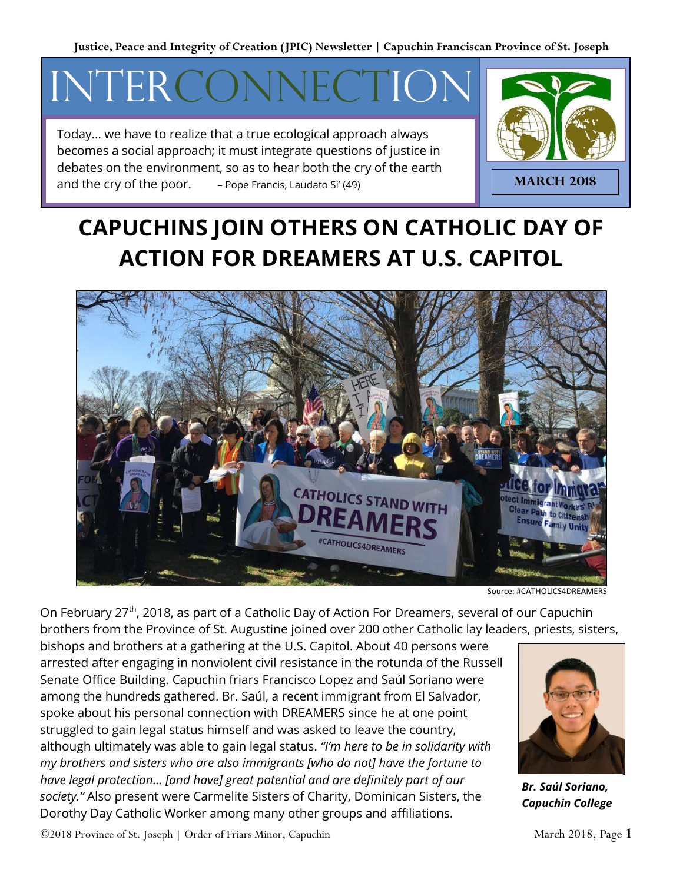Justice, Peace and Integrity of Creation (JPIC) Newsletter | Capuchin Franciscan Province of St. Joseph

# INTERCONNECTION

Today… we have to realize that a true ecological approach always becomes a social approach; it must integrate questions of justice in debates on the environment, so as to hear both the cry of the earth and the cry of the poor. – Pope Francis, Laudato Si' (49)

**MARCH 2018**

# CAPUCHINS JOIN OTHERS ON CATHOLIC DAY OF ACTION FOR DREAMERS AT U.S. CAPITOL

Source: #CATHOLICS4DREAMERS

On February 27th, 2018, as part of a Catholic Day of Action For Dreamers, several of our Capuchin brothers from the Province of St. Augustine joined over 200 other Catholic lay leaders, priests, sisters, bishops and brothers at a gathering at the U.S. Capitol. About 40 persons were arrested after engaging in nonviolent civil resistance in the rotunda of the Russell Senate Office Building. Capuchin friars Francisco Lopez and Saúl Soriano were among the hundreds gathered. Br. Saúl, a recent immigrant from El Salvador, spoke about his personal connection with DREAMERS since he at one point struggled to gain legal status himself and was asked to leave the country, although ultimately was able to gain legal status. *"I'm here to be in solidarity with my brothers and sisters who are also immigrants [who do not] have the fortune to have legal protection… [and have] great potential and are definitely part of our society."* Also present were Carmelite Sisters of Charity, Dominican Sisters, the Dorothy Day Catholic Worker among many other groups and affiliations.

***Br. Saúl Soriano, Capuchin College***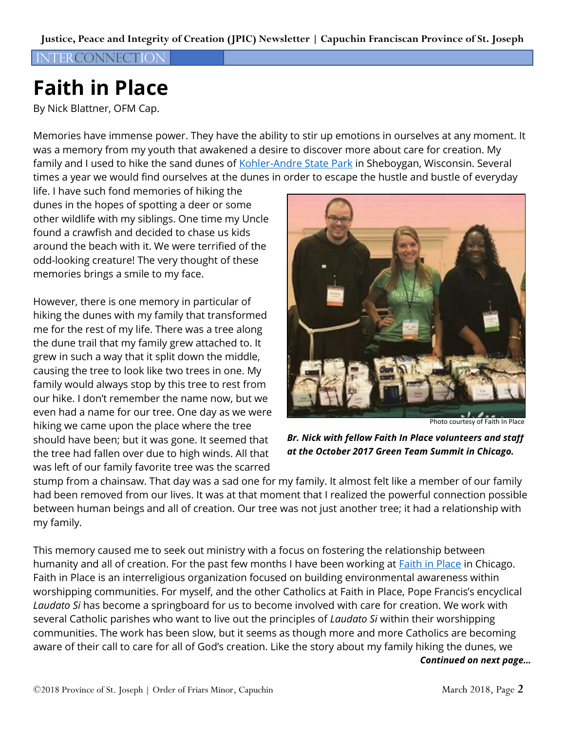INTERCONNECTION

# Faith in Place

By Nick Blattner, OFM Cap.

Memories have immense power. They have the ability to stir up emotions in ourselves at any moment. It was a memory from my youth that awakened a desire to discover more about care for creation. My family and I used to hike the sand dunes of Kohler-Andre State Park in Sheboygan, Wisconsin. Several times a year we would find ourselves at the dunes in order to escape the hustle and bustle of everyday life. I have such fond memories of hiking the dunes in the hopes of spotting a deer or some other wildlife with my siblings. One time my Uncle found a crawfish and decided to chase us kids around the beach with it. We were terrified of the odd-looking creature! The very thought of these memories brings a smile to my face.

However, there is one memory in particular of hiking the dunes with my family that transformed me for the rest of my life. There was a tree along the dune trail that my family grew attached to. It grew in such a way that it split down the middle, causing the tree to look like two trees in one. My family would always stop by this tree to rest from our hike. I don't remember the name now, but we even had a name for our tree. One day as we were hiking we came upon the place where the tree should have been; but it was gone. It seemed that the tree had fallen over due to high winds. All that was left of our family favorite tree was the scarred stump from a chainsaw. That day was a sad one for my family. It almost felt like a member of our family had been removed from our lives. It was at that moment that I realized the powerful connection possible between human beings and all of creation. Our tree was not just another tree; it had a relationship with my family.

Photo courtesy of Faith In Place

***Br. Nick with fellow Faith In Place volunteers and staff at the October 2017 Green Team Summit in Chicago.***

This memory caused me to seek out ministry with a focus on fostering the relationship between humanity and all of creation. For the past few months I have been working at Faith in Place in Chicago. Faith in Place is an interreligious organization focused on building environmental awareness within worshipping communities. For myself, and the other Catholics at Faith in Place, Pope Francis's encyclical *Laudato Si* has become a springboard for us to become involved with care for creation. We work with several Catholic parishes who want to live out the principles of *Laudato Si* within their worshipping communities. The work has been slow, but it seems as though more and more Catholics are becoming aware of their call to care for all of God's creation. Like the story about my family hiking the dunes, we

***Continued on next page...***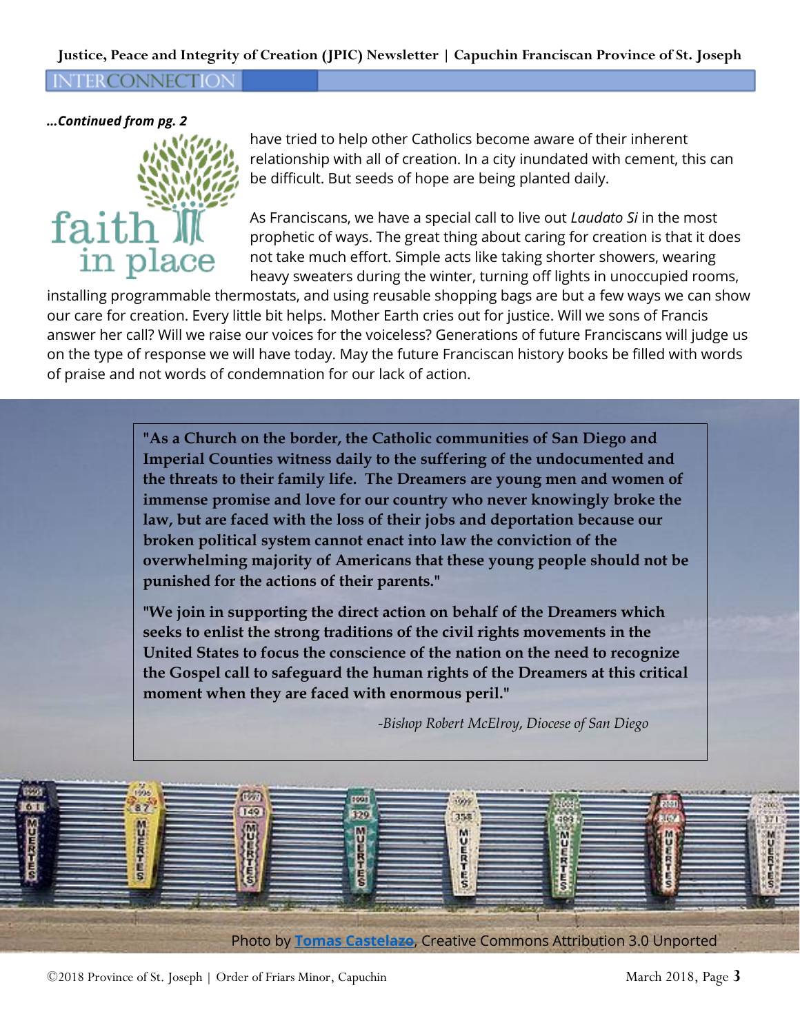***...Continued from pg. 2***

have tried to help other Catholics become aware of their inherent relationship with all of creation. In a city inundated with cement, this can be difficult. But seeds of hope are being planted daily.

As Franciscans, we have a special call to live out *Laudato Si* in the most prophetic of ways. The great thing about caring for creation is that it does not take much effort. Simple acts like taking shorter showers, wearing heavy sweaters during the winter, turning off lights in unoccupied rooms, installing programmable thermostats, and using reusable shopping bags are but a few ways we can show our care for creation. Every little bit helps. Mother Earth cries out for justice. Will we sons of Francis answer her call? Will we raise our voices for the voiceless? Generations of future Franciscans will judge us on the type of response we will have today. May the future Franciscan history books be filled with words of praise and not words of condemnation for our lack of action.

**"As a Church on the border, the Catholic communities of San Diego and Imperial Counties witness daily to the suffering of the undocumented and the threats to their family life. The Dreamers are young men and women of immense promise and love for our country who never knowingly broke the law, but are faced with the loss of their jobs and deportation because our broken political system cannot enact into law the conviction of the overwhelming majority of Americans that these young people should not be punished for the actions of their parents."**

**"We join in supporting the direct action on behalf of the Dreamers which seeks to enlist the strong traditions of the civil rights movements in the United States to focus the conscience of the nation on the need to recognize the Gospel call to safeguard the human rights of the Dreamers at this critical moment when they are faced with enormous peril."**

*-Bishop Robert McElroy, Diocese of San Diego*

Photo by **Tomas Castelazo**, Creative Commons Attribution 3.0 Unported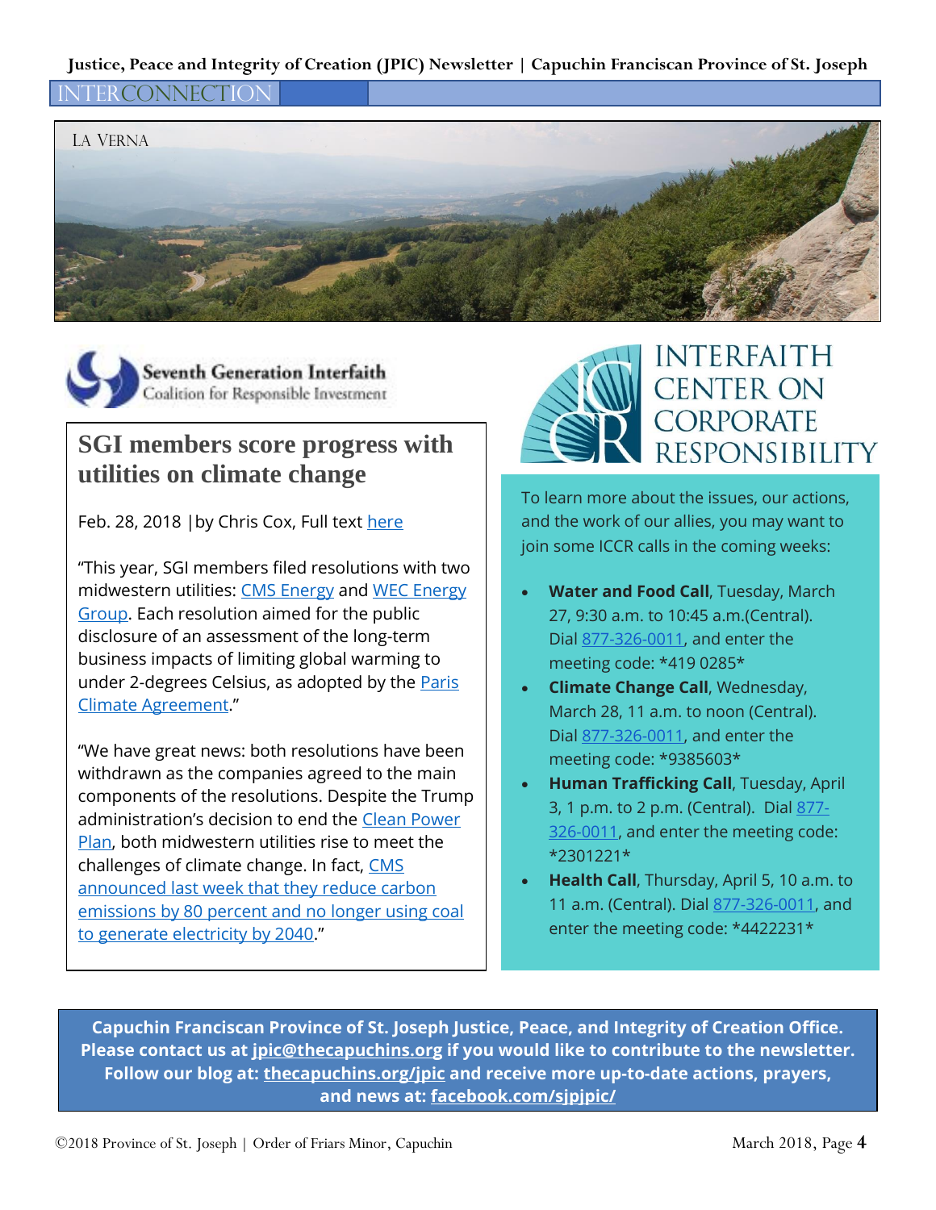INTERCONNECTION

La Verna

Seventh Generation Interfaith Coalition for Responsible Investment

## SGI members score progress with utilities on climate change

Feb. 28, 2018 |by Chris Cox, Full text here

"This year, SGI members filed resolutions with two midwestern utilities: CMS Energy and WEC Energy Group. Each resolution aimed for the public disclosure of an assessment of the long-term business impacts of limiting global warming to under 2-degrees Celsius, as adopted by the Paris Climate Agreement."

"We have great news: both resolutions have been withdrawn as the companies agreed to the main components of the resolutions. Despite the Trump administration's decision to end the Clean Power Plan, both midwestern utilities rise to meet the challenges of climate change. In fact, CMS announced last week that they reduce carbon emissions by 80 percent and no longer using coal to generate electricity by 2040."

## Interfaith Center on Corporate Responsibility

To learn more about the issues, our actions, and the work of our allies, you may want to join some ICCR calls in the coming weeks:

- **Water and Food Call**, Tuesday, March 27, 9:30 a.m. to 10:45 a.m.(Central). Dial 877-326-0011, and enter the meeting code: *419 0285*
- **Climate Change Call**, Wednesday, March 28, 11 a.m. to noon (Central). Dial 877-326-0011, and enter the meeting code: *9385603*
- **Human Trafficking Call**, Tuesday, April 3, 1 p.m. to 2 p.m. (Central). Dial 877-326-0011, and enter the meeting code: *2301221*
- **Health Call**, Thursday, April 5, 10 a.m. to 11 a.m. (Central). Dial 877-326-0011, and enter the meeting code: *4422231*

**Capuchin Franciscan Province of St. Joseph Justice, Peace, and Integrity of Creation Office. Please contact us at jpic@thecapuchins.org if you would like to contribute to the newsletter. Follow our blog at: thecapuchins.org/jpic and receive more up-to-date actions, prayers, and news at: facebook.com/sjpjpic/**